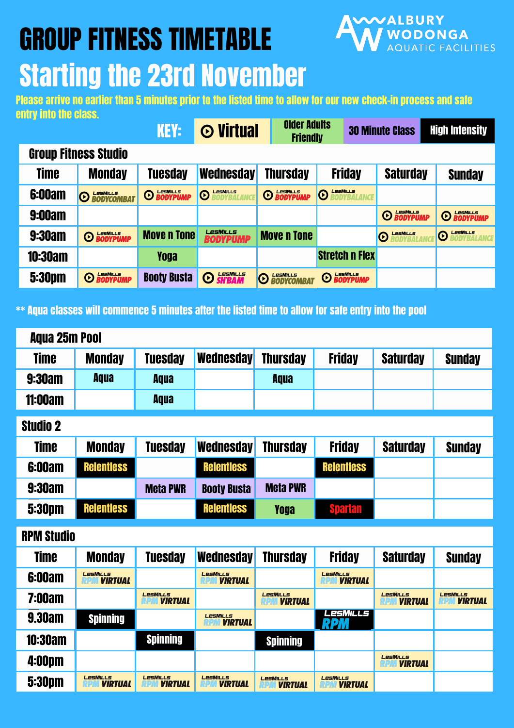# GROUP FITNESS TIMETABLE

## Starting the 23rd November

ALBURY WODONGA AQUATIC FACILITIES

Please arrive no earlier than 5 minutes prior to the listed time to allow for our new check-in process and safe entry into the class.

KEY: Virtual | Older Adults Friendly | 30 Minute Class | High Intensity

### Group Fitness Studio

| Time | Monday | Tuesday | Wednesday | Thursday | Friday | Saturday | Sunday |
|---|---|---|---|---|---|---|---|
| 6:00am | LesMills BODYCOMBAT (Virtual) | LesMills BODYPUMP (Virtual) | LesMills BODYBALANCE (Virtual) | LesMills BODYPUMP (Virtual) | LesMills BODYBALANCE (Virtual) | | |
| 9:00am | | | | | | LesMills BODYPUMP (Virtual) | LesMills BODYPUMP (Virtual) |
| 9:30am | LesMills BODYPUMP (Virtual) | Move n Tone | LesMills BODYPUMP | Move n Tone | | LesMills BODYBALANCE (Virtual) | LesMills BODYBALANCE (Virtual) |
| 10:30am | | Yoga | | | Stretch n Flex | | |
| 5:30pm | LesMills BODYPUMP (Virtual) | Booty Busta | LesMills SH'BAM (Virtual) | LesMills BODYCOMBAT (Virtual) | LesMills BODYPUMP (Virtual) | | |

** Aqua classes will commence 5 minutes after the listed time to allow for safe entry into the pool

### Aqua 25m Pool

| Time | Monday | Tuesday | Wednesday | Thursday | Friday | Saturday | Sunday |
|---|---|---|---|---|---|---|---|
| 9:30am | Aqua | Aqua | | Aqua | | | |
| 11:00am | | Aqua | | | | | |

### Studio 2

| Time | Monday | Tuesday | Wednesday | Thursday | Friday | Saturday | Sunday |
|---|---|---|---|---|---|---|---|
| 6:00am | Relentless | | Relentless | | Relentless | | |
| 9:30am | | Meta PWR | Booty Busta | Meta PWR | | | |
| 5:30pm | Relentless | | Relentless | Yoga | Spartan | | |

### RPM Studio

| Time | Monday | Tuesday | Wednesday | Thursday | Friday | Saturday | Sunday |
|---|---|---|---|---|---|---|---|
| 6:00am | LesMills RPM VIRTUAL | | LesMills RPM VIRTUAL | | LesMills RPM VIRTUAL | | |
| 7:00am | | LesMills RPM VIRTUAL | | LesMills RPM VIRTUAL | | LesMills RPM VIRTUAL | LesMills RPM VIRTUAL |
| 9.30am | Spinning | | LesMills RPM VIRTUAL | | LesMills RPM | | |
| 10:30am | | Spinning | | Spinning | | | |
| 4:00pm | | | | | | LesMills RPM VIRTUAL | |
| 5:30pm | LesMills RPM VIRTUAL | LesMills RPM VIRTUAL | LesMills RPM VIRTUAL | LesMills RPM VIRTUAL | LesMills RPM VIRTUAL | | |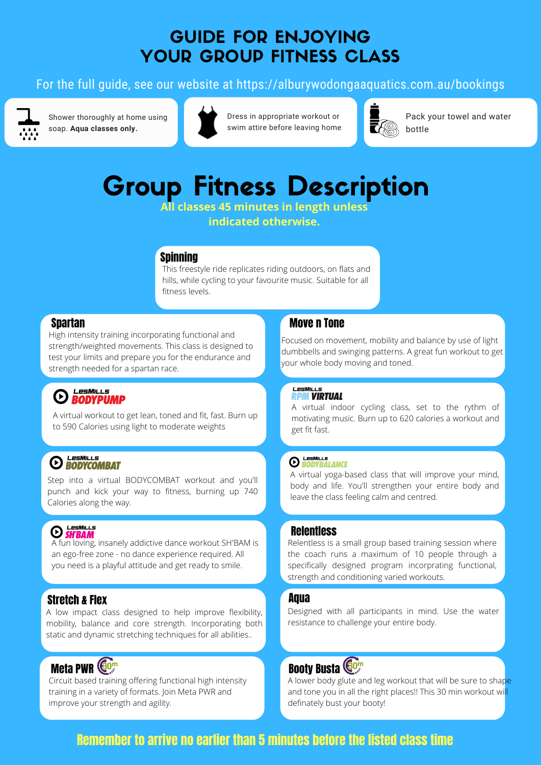# GUIDE FOR ENJOYING YOUR GROUP FITNESS CLASS

For the full guide, see our website at https://alburywodongaaquatics.com.au/bookings

- Shower thoroughly at home using soap. **Aqua classes only.**
- Dress in appropriate workout or swim attire before leaving home
- Pack your towel and water bottle

# Group Fitness Description

**All classes 45 minutes in length unless indicated otherwise.**

### Spinning

This freestyle ride replicates riding outdoors, on flats and hills, while cycling to your favourite music. Suitable for all fitness levels.

### Spartan

High intensity training incorporating functional and strength/weighted movements. This class is designed to test your limits and prepare you for the endurance and strength needed for a spartan race.

### Move n Tone

Focused on movement, mobility and balance by use of light dumbbells and swinging patterns. A great fun workout to get your whole body moving and toned.

### LesMills BODYPUMP

A virtual workout to get lean, toned and fit, fast. Burn up to 590 Calories using light to moderate weights

### LesMills RPM VIRTUAL

A virtual indoor cycling class, set to the rythm of motivating music. Burn up to 620 calories a workout and get fit fast.

### LesMills BODYCOMBAT

Step into a virtual BODYCOMBAT workout and you'll punch and kick your way to fitness, burning up 740 Calories along the way.

### LesMills BODYBALANCE

A virtual yoga-based class that will improve your mind, body and life. You'll strengthen your entire body and leave the class feeling calm and centred.

### LesMills SH'BAM

A fun loving, insanely addictive dance workout SH'BAM is an ego-free zone - no dance experience required. All you need is a playful attitude and get ready to smile.

### Relentless

Relentless is a small group based training session where the coach runs a maximum of 10 people through a specifically designed program incorprating functional, strength and conditioning varied workouts.

### Stretch & Flex

A low impact class designed to help improve flexibility, mobility, balance and core strength. Incorporating both static and dynamic stretching techniques for all abilities..

### Aqua

Designed with all participants in mind. Use the water resistance to challenge your entire body.

### Meta PWR (30m)

Circuit based training offering functional high intensity training in a variety of formats. Join Meta PWR and improve your strength and agility.

### Booty Busta (30m)

A lower body glute and leg workout that will be sure to shape and tone you in all the right places!! This 30 min workout will definately bust your booty!

**Remember to arrive no earlier than 5 minutes before the listed class time**